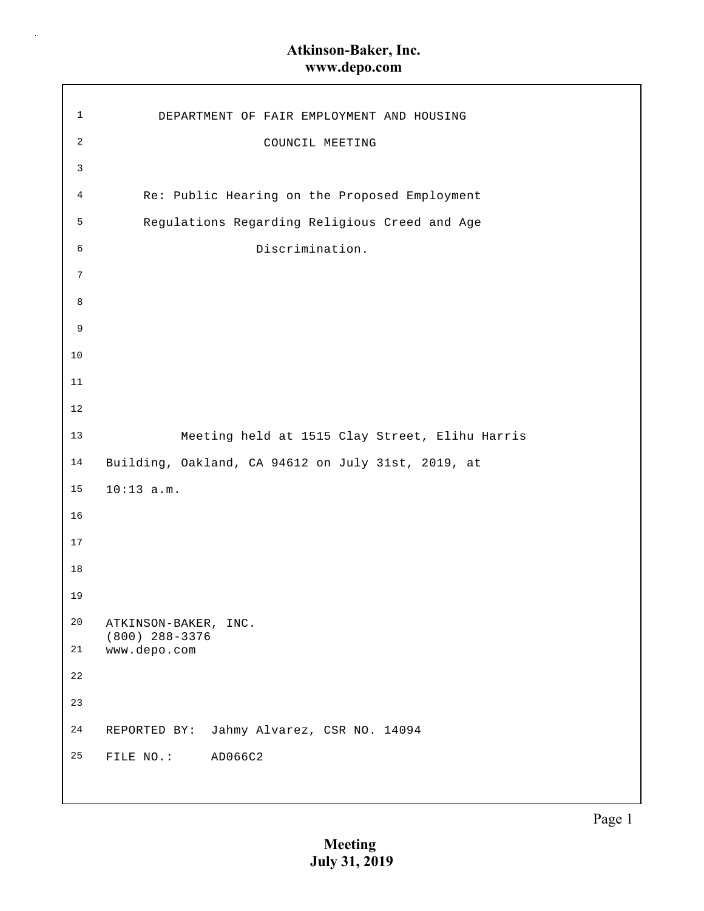# DEPARTMENT OF FAIR EMPLOYMENT AND HOUSING

## COUNCIL MEETING

Re: Public Hearing on the Proposed Employment Regulations Regarding Religious Creed and Age Discrimination.

Meeting held at 1515 Clay Street, Elihu Harris Building, Oakland, CA 94612 on July 31st, 2019, at 10:13 a.m.

ATKINSON-BAKER, INC.
(800) 288-3376
www.depo.com

REPORTED BY: Jahmy Alvarez, CSR NO. 14094

FILE NO.: AD066C2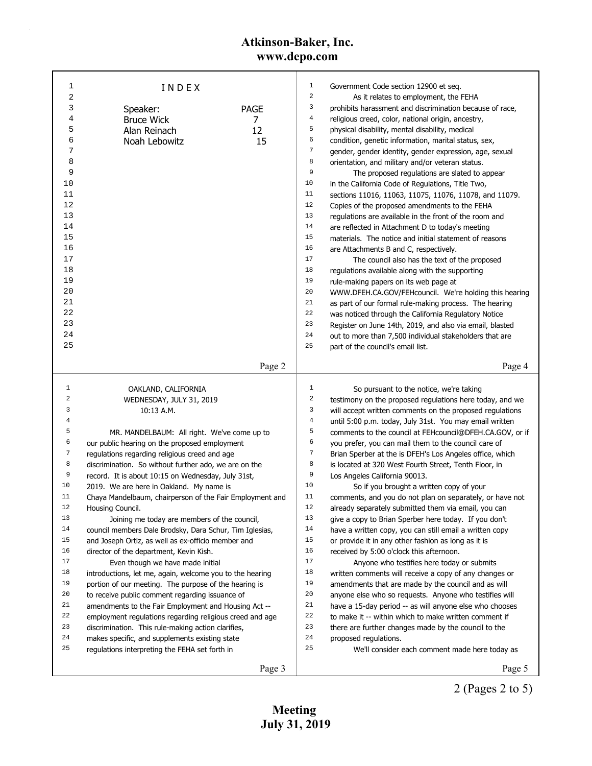# INDEX

| Speaker: | PAGE |
| --- | --- |
| Bruce Wick | 7 |
| Alan Reinach | 12 |
| Noah Lebowitz | 15 |

OAKLAND, CALIFORNIA
WEDNESDAY, JULY 31, 2019
10:13 A.M.

MR. MANDELBAUM: All right. We've come up to our public hearing on the proposed employment regulations regarding religious creed and age discrimination. So without further ado, we are on the record. It is about 10:15 on Wednesday, July 31st, 2019. We are here in Oakland. My name is Chaya Mandelbaum, chairperson of the Fair Employment and Housing Council.

Joining me today are members of the council, council members Dale Brodsky, Dara Schur, Tim Iglesias, and Joseph Ortiz, as well as ex-officio member and director of the department, Kevin Kish.

Even though we have made initial introductions, let me, again, welcome you to the hearing portion of our meeting. The purpose of the hearing is to receive public comment regarding issuance of amendments to the Fair Employment and Housing Act -- employment regulations regarding religious creed and age discrimination. This rule-making action clarifies, makes specific, and supplements existing state regulations interpreting the FEHA set forth in Government Code section 12900 et seq.

As it relates to employment, the FEHA prohibits harassment and discrimination because of race, religious creed, color, national origin, ancestry, physical disability, mental disability, medical condition, genetic information, marital status, sex, gender, gender identity, gender expression, age, sexual orientation, and military and/or veteran status.

The proposed regulations are slated to appear in the California Code of Regulations, Title Two, sections 11016, 11063, 11075, 11076, 11078, and 11079. Copies of the proposed amendments to the FEHA regulations are available in the front of the room and are reflected in Attachment D to today's meeting materials. The notice and initial statement of reasons are Attachments B and C, respectively.

The council also has the text of the proposed regulations available along with the supporting rule-making papers on its web page at WWW.DFEH.CA.GOV/FEHcouncil. We're holding this hearing as part of our formal rule-making process. The hearing was noticed through the California Regulatory Notice Register on June 14th, 2019, and also via email, blasted out to more than 7,500 individual stakeholders that are part of the council's email list.

So pursuant to the notice, we're taking testimony on the proposed regulations here today, and we will accept written comments on the proposed regulations until 5:00 p.m. today, July 31st. You may email written comments to the council at FEHcouncil@DFEH.CA.GOV, or if you prefer, you can mail them to the council care of Brian Sperber at the is DFEH's Los Angeles office, which is located at 320 West Fourth Street, Tenth Floor, in Los Angeles California 90013.

So if you brought a written copy of your comments, and you do not plan on separately, or have not already separately submitted them via email, you can give a copy to Brian Sperber here today. If you don't have a written copy, you can still email a written copy or provide it in any other fashion as long as it is received by 5:00 o'clock this afternoon.

Anyone who testifies here today or submits written comments will receive a copy of any changes or amendments that are made by the council and as will anyone else who so requests. Anyone who testifies will have a 15-day period -- as will anyone else who chooses to make it -- within which to make written comment if there are further changes made by the council to the proposed regulations.

We'll consider each comment made here today as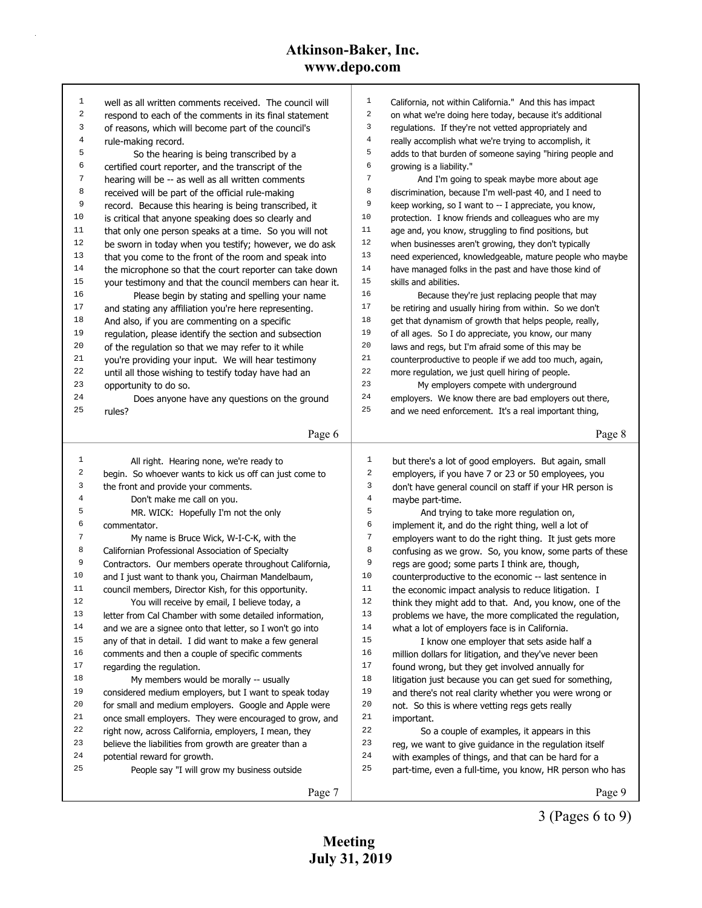well as all written comments received. The council will respond to each of the comments in its final statement of reasons, which will become part of the council's rule-making record.

So the hearing is being transcribed by a certified court reporter, and the transcript of the hearing will be -- as well as all written comments received will be part of the official rule-making record. Because this hearing is being transcribed, it is critical that anyone speaking does so clearly and that only one person speaks at a time. So you will not be sworn in today when you testify; however, we do ask that you come to the front of the room and speak into the microphone so that the court reporter can take down your testimony and that the council members can hear it.

Please begin by stating and spelling your name and stating any affiliation you're here representing. And also, if you are commenting on a specific regulation, please identify the section and subsection of the regulation so that we may refer to it while you're providing your input. We will hear testimony until all those wishing to testify today have had an opportunity to do so.

Does anyone have any questions on the ground rules?

All right. Hearing none, we're ready to begin. So whoever wants to kick us off can just come to the front and provide your comments.

Don't make me call on you.

MR. WICK: Hopefully I'm not the only commentator.

My name is Bruce Wick, W-I-C-K, with the Californian Professional Association of Specialty Contractors. Our members operate throughout California, and I just want to thank you, Chairman Mandelbaum, council members, Director Kish, for this opportunity.

You will receive by email, I believe today, a letter from Cal Chamber with some detailed information, and we are a signee onto that letter, so I won't go into any of that in detail. I did want to make a few general comments and then a couple of specific comments regarding the regulation.

My members would be morally -- usually considered medium employers, but I want to speak today for small and medium employers. Google and Apple were once small employers. They were encouraged to grow, and right now, across California, employers, I mean, they believe the liabilities from growth are greater than a potential reward for growth.

People say "I will grow my business outside California, not within California." And this has impact on what we're doing here today, because it's additional regulations. If they're not vetted appropriately and really accomplish what we're trying to accomplish, it adds to that burden of someone saying "hiring people and growing is a liability."

And I'm going to speak maybe more about age discrimination, because I'm well-past 40, and I need to keep working, so I want to -- I appreciate, you know, protection. I know friends and colleagues who are my age and, you know, struggling to find positions, but when businesses aren't growing, they don't typically need experienced, knowledgeable, mature people who maybe have managed folks in the past and have those kind of skills and abilities.

Because they're just replacing people that may be retiring and usually hiring from within. So we don't get that dynamism of growth that helps people, really, of all ages. So I do appreciate, you know, our many laws and regs, but I'm afraid some of this may be counterproductive to people if we add too much, again, more regulation, we just quell hiring of people.

My employers compete with underground employers. We know there are bad employers out there, and we need enforcement. It's a real important thing, but there's a lot of good employers. But again, small employers, if you have 7 or 23 or 50 employees, you don't have general council on staff if your HR person is maybe part-time.

And trying to take more regulation on, implement it, and do the right thing, well a lot of employers want to do the right thing. It just gets more confusing as we grow. So, you know, some parts of these regs are good; some parts I think are, though, counterproductive to the economic -- last sentence in the economic impact analysis to reduce litigation. I think they might add to that. And, you know, one of the problems we have, the more complicated the regulation, what a lot of employers face is in California.

I know one employer that sets aside half a million dollars for litigation, and they've never been found wrong, but they get involved annually for litigation just because you can get sued for something, and there's not real clarity whether you were wrong or not. So this is where vetting regs gets really important.

So a couple of examples, it appears in this reg, we want to give guidance in the regulation itself with examples of things, and that can be hard for a part-time, even a full-time, you know, HR person who has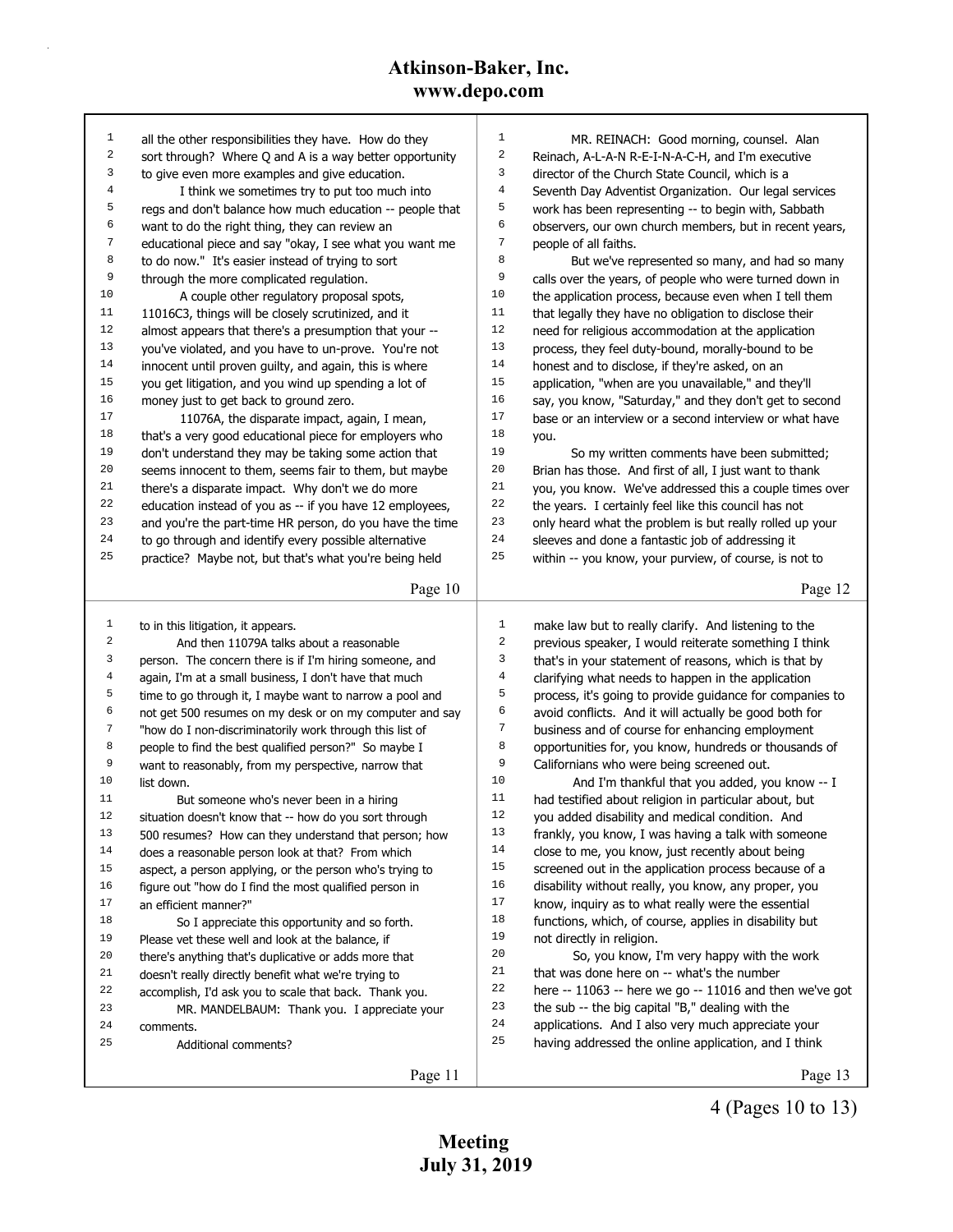all the other responsibilities they have. How do they sort through? Where Q and A is a way better opportunity to give even more examples and give education.

I think we sometimes try to put too much into regs and don't balance how much education -- people that want to do the right thing, they can review an educational piece and say "okay, I see what you want me to do now." It's easier instead of trying to sort through the more complicated regulation.

A couple other regulatory proposal spots, 11016C3, things will be closely scrutinized, and it almost appears that there's a presumption that your -- you've violated, and you have to un-prove. You're not innocent until proven guilty, and again, this is where you get litigation, and you wind up spending a lot of money just to get back to ground zero.

11076A, the disparate impact, again, I mean, that's a very good educational piece for employers who don't understand they may be taking some action that seems innocent to them, seems fair to them, but maybe there's a disparate impact. Why don't we do more education instead of you as -- if you have 12 employees, and you're the part-time HR person, do you have the time to go through and identify every possible alternative practice? Maybe not, but that's what you're being held to in this litigation, it appears.

And then 11079A talks about a reasonable person. The concern there is if I'm hiring someone, and again, I'm at a small business, I don't have that much time to go through it, I maybe want to narrow a pool and not get 500 resumes on my desk or on my computer and say "how do I non-discriminatorily work through this list of people to find the best qualified person?" So maybe I want to reasonably, from my perspective, narrow that list down.

But someone who's never been in a hiring situation doesn't know that -- how do you sort through 500 resumes? How can they understand that person; how does a reasonable person look at that? From which aspect, a person applying, or the person who's trying to figure out "how do I find the most qualified person in an efficient manner?"

So I appreciate this opportunity and so forth. Please vet these well and look at the balance, if there's anything that's duplicative or adds more that doesn't really directly benefit what we're trying to accomplish, I'd ask you to scale that back. Thank you.

MR. MANDELBAUM: Thank you. I appreciate your comments.

Additional comments?

MR. REINACH: Good morning, counsel. Alan Reinach, A-L-A-N R-E-I-N-A-C-H, and I'm executive director of the Church State Council, which is a Seventh Day Adventist Organization. Our legal services work has been representing -- to begin with, Sabbath observers, our own church members, but in recent years, people of all faiths.

But we've represented so many, and had so many calls over the years, of people who were turned down in the application process, because even when I tell them that legally they have no obligation to disclose their need for religious accommodation at the application process, they feel duty-bound, morally-bound to be honest and to disclose, if they're asked, on an application, "when are you unavailable," and they'll say, you know, "Saturday," and they don't get to second base or an interview or a second interview or what have you.

So my written comments have been submitted; Brian has those. And first of all, I just want to thank you, you know. We've addressed this a couple times over the years. I certainly feel like this council has not only heard what the problem is but really rolled up your sleeves and done a fantastic job of addressing it within -- you know, your purview, of course, is not to make law but to really clarify. And listening to the previous speaker, I would reiterate something I think that's in your statement of reasons, which is that by clarifying what needs to happen in the application process, it's going to provide guidance for companies to avoid conflicts. And it will actually be good both for business and of course for enhancing employment opportunities for, you know, hundreds or thousands of Californians who were being screened out.

And I'm thankful that you added, you know -- I had testified about religion in particular about, but you added disability and medical condition. And frankly, you know, I was having a talk with someone close to me, you know, just recently about being screened out in the application process because of a disability without really, you know, any proper, you know, inquiry as to what really were the essential functions, which, of course, applies in disability but not directly in religion.

So, you know, I'm very happy with the work that was done here on -- what's the number here -- 11063 -- here we go -- 11016 and then we've got the sub -- the big capital "B," dealing with the applications. And I also very much appreciate your having addressed the online application, and I think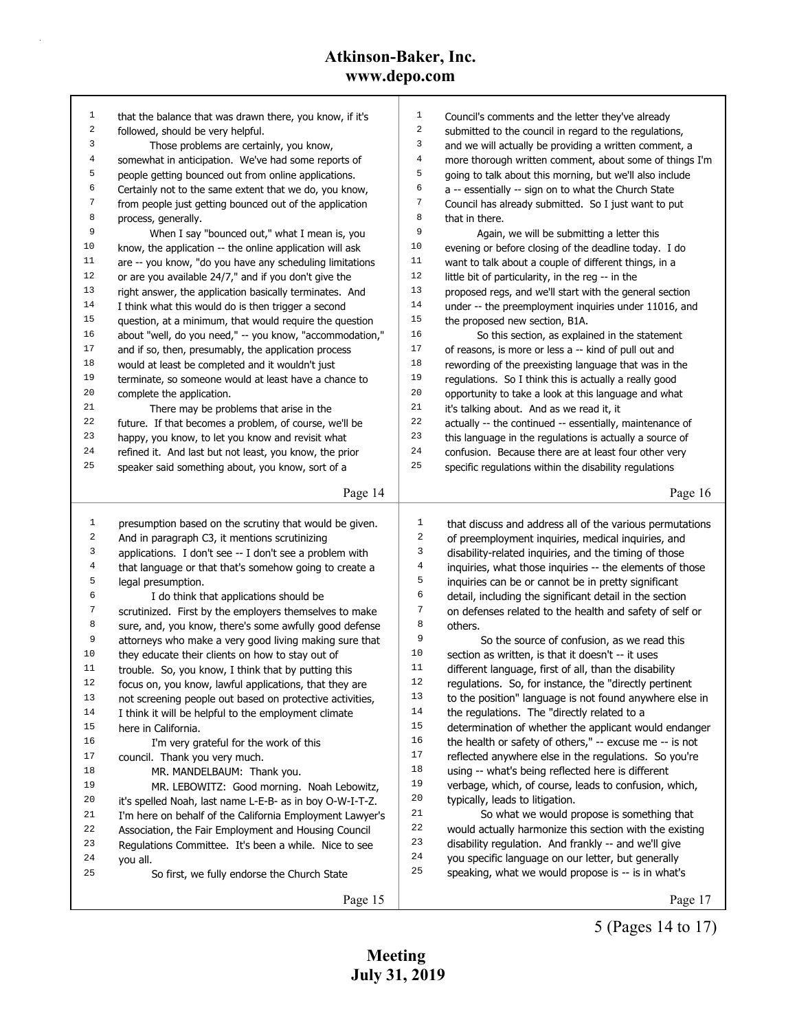that the balance that was drawn there, you know, if it's followed, should be very helpful.

Those problems are certainly, you know, somewhat in anticipation. We've had some reports of people getting bounced out from online applications. Certainly not to the same extent that we do, you know, from people just getting bounced out of the application process, generally.

When I say "bounced out," what I mean is, you know, the application -- the online application will ask are -- you know, "do you have any scheduling limitations or are you available 24/7," and if you don't give the right answer, the application basically terminates. And I think what this would do is then trigger a second question, at a minimum, that would require the question about "well, do you need," -- you know, "accommodation," and if so, then, presumably, the application process would at least be completed and it wouldn't just terminate, so someone would at least have a chance to complete the application.

There may be problems that arise in the future. If that becomes a problem, of course, we'll be happy, you know, to let you know and revisit what refined it. And last but not least, you know, the prior speaker said something about, you know, sort of a presumption based on the scrutiny that would be given. And in paragraph C3, it mentions scrutinizing applications. I don't see -- I don't see a problem with that language or that that's somehow going to create a legal presumption.

I do think that applications should be scrutinized. First by the employers themselves to make sure, and, you know, there's some awfully good defense attorneys who make a very good living making sure that they educate their clients on how to stay out of trouble. So, you know, I think that by putting this focus on, you know, lawful applications, that they are not screening people out based on protective activities, I think it will be helpful to the employment climate here in California.

I'm very grateful for the work of this council. Thank you very much.

MR. MANDELBAUM: Thank you.

MR. LEBOWITZ: Good morning. Noah Lebowitz, it's spelled Noah, last name L-E-B- as in boy O-W-I-T-Z. I'm here on behalf of the California Employment Lawyer's Association, the Fair Employment and Housing Council Regulations Committee. It's been a while. Nice to see you all.

So first, we fully endorse the Church State Council's comments and the letter they've already submitted to the council in regard to the regulations, and we will actually be providing a written comment, a more thorough written comment, about some of things I'm going to talk about this morning, but we'll also include a -- essentially -- sign on to what the Church State Council has already submitted. So I just want to put that in there.

Again, we will be submitting a letter this evening or before closing of the deadline today. I do want to talk about a couple of different things, in a little bit of particularity, in the reg -- in the proposed regs, and we'll start with the general section under -- the preemployment inquiries under 11016, and the proposed new section, B1A.

So this section, as explained in the statement of reasons, is more or less a -- kind of pull out and rewording of the preexisting language that was in the regulations. So I think this is actually a really good opportunity to take a look at this language and what it's talking about. And as we read it, it actually -- the continued -- essentially, maintenance of this language in the regulations is actually a source of confusion. Because there are at least four other very specific regulations within the disability regulations that discuss and address all of the various permutations of preemployment inquiries, medical inquiries, and disability-related inquiries, and the timing of those inquiries, what those inquiries -- the elements of those inquiries can be or cannot be in pretty significant detail, including the significant detail in the section on defenses related to the health and safety of self or others.

So the source of confusion, as we read this section as written, is that it doesn't -- it uses different language, first of all, than the disability regulations. So, for instance, the "directly pertinent to the position" language is not found anywhere else in the regulations. The "directly related to a determination of whether the applicant would endanger the health or safety of others," -- excuse me -- is not reflected anywhere else in the regulations. So you're using -- what's being reflected here is different verbage, which, of course, leads to confusion, which, typically, leads to litigation.

So what we would propose is something that would actually harmonize this section with the existing disability regulation. And frankly -- and we'll give you specific language on our letter, but generally speaking, what we would propose is -- is in what's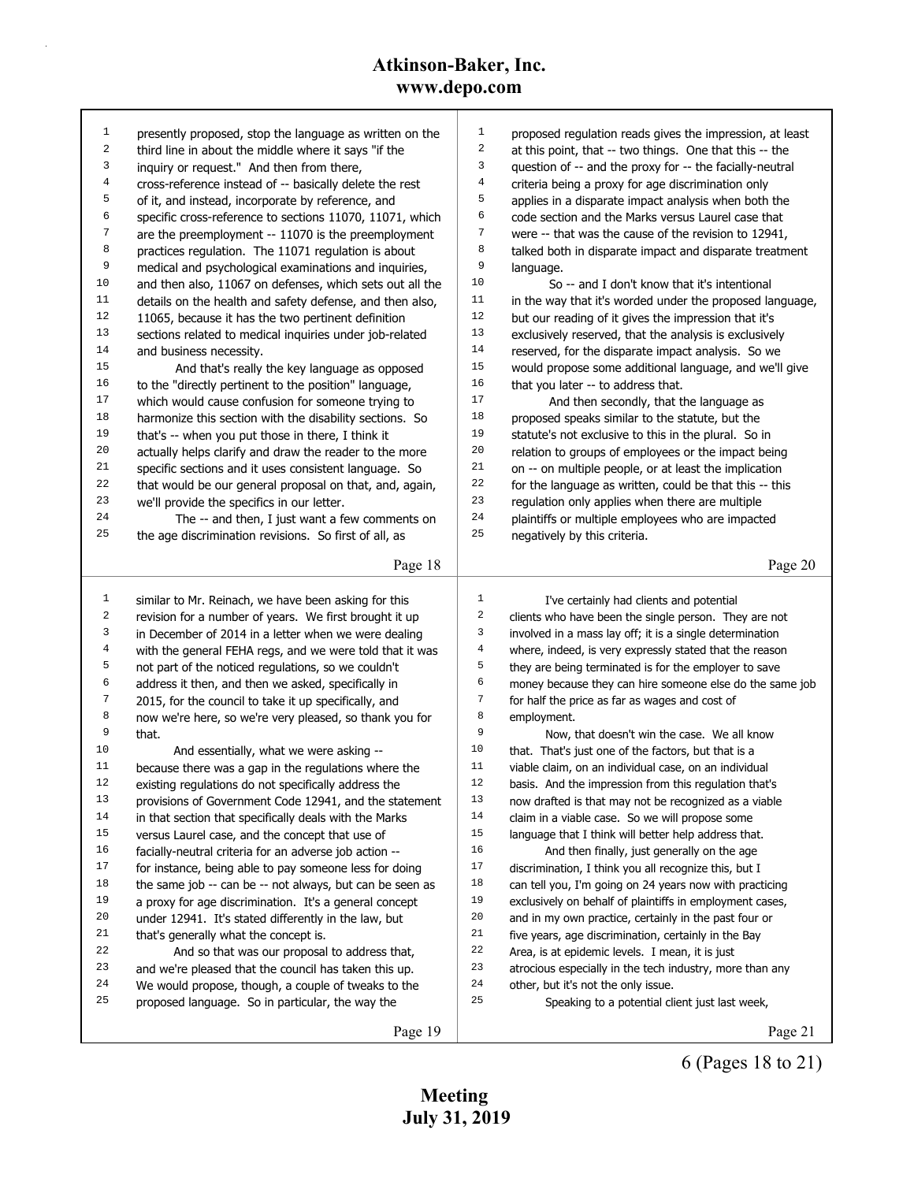presently proposed, stop the language as written on the third line in about the middle where it says "if the inquiry or request." And then from there, cross-reference instead of -- basically delete the rest of it, and instead, incorporate by reference, and specific cross-reference to sections 11070, 11071, which are the preemployment -- 11070 is the preemployment practices regulation. The 11071 regulation is about medical and psychological examinations and inquiries, and then also, 11067 on defenses, which sets out all the details on the health and safety defense, and then also, 11065, because it has the two pertinent definition sections related to medical inquiries under job-related and business necessity.

And that's really the key language as opposed to the "directly pertinent to the position" language, which would cause confusion for someone trying to harmonize this section with the disability sections. So that's -- when you put those in there, I think it actually helps clarify and draw the reader to the more specific sections and it uses consistent language. So that would be our general proposal on that, and, again, we'll provide the specifics in our letter.

The -- and then, I just want a few comments on the age discrimination revisions. So first of all, as similar to Mr. Reinach, we have been asking for this revision for a number of years. We first brought it up in December of 2014 in a letter when we were dealing with the general FEHA regs, and we were told that it was not part of the noticed regulations, so we couldn't address it then, and then we asked, specifically in 2015, for the council to take it up specifically, and now we're here, so we're very pleased, so thank you for that.

And essentially, what we were asking -- because there was a gap in the regulations where the existing regulations do not specifically address the provisions of Government Code 12941, and the statement in that section that specifically deals with the Marks versus Laurel case, and the concept that use of facially-neutral criteria for an adverse job action -- for instance, being able to pay someone less for doing the same job -- can be -- not always, but can be seen as a proxy for age discrimination. It's a general concept under 12941. It's stated differently in the law, but that's generally what the concept is.

And so that was our proposal to address that, and we're pleased that the council has taken this up. We would propose, though, a couple of tweaks to the proposed language. So in particular, the way the proposed regulation reads gives the impression, at least at this point, that -- two things. One that this -- the question of -- and the proxy for -- the facially-neutral criteria being a proxy for age discrimination only applies in a disparate impact analysis when both the code section and the Marks versus Laurel case that were -- that was the cause of the revision to 12941, talked both in disparate impact and disparate treatment language.

So -- and I don't know that it's intentional in the way that it's worded under the proposed language, but our reading of it gives the impression that it's exclusively reserved, that the analysis is exclusively reserved, for the disparate impact analysis. So we would propose some additional language, and we'll give that you later -- to address that.

And then secondly, that the language as proposed speaks similar to the statute, but the statute's not exclusive to this in the plural. So in relation to groups of employees or the impact being on -- on multiple people, or at least the implication for the language as written, could be that this -- this regulation only applies when there are multiple plaintiffs or multiple employees who are impacted negatively by this criteria.

I've certainly had clients and potential clients who have been the single person. They are not involved in a mass lay off; it is a single determination where, indeed, is very expressly stated that the reason they are being terminated is for the employer to save money because they can hire someone else do the same job for half the price as far as wages and cost of employment.

Now, that doesn't win the case. We all know that. That's just one of the factors, but that is a viable claim, on an individual case, on an individual basis. And the impression from this regulation that's now drafted is that may not be recognized as a viable claim in a viable case. So we will propose some language that I think will better help address that.

And then finally, just generally on the age discrimination, I think you all recognize this, but I can tell you, I'm going on 24 years now with practicing exclusively on behalf of plaintiffs in employment cases, and in my own practice, certainly in the past four or five years, age discrimination, certainly in the Bay Area, is at epidemic levels. I mean, it is just atrocious especially in the tech industry, more than any other, but it's not the only issue.

Speaking to a potential client just last week,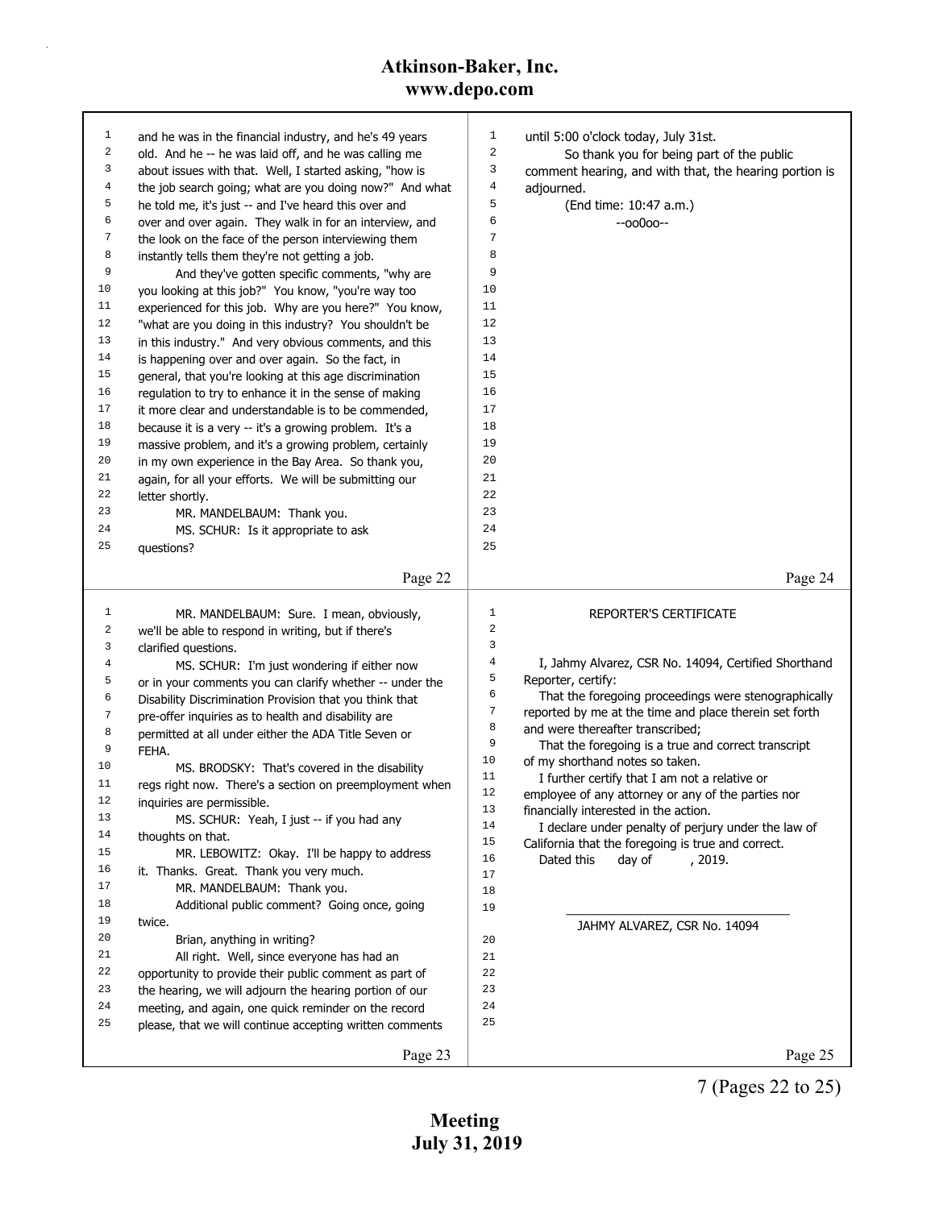and he was in the financial industry, and he's 49 years old. And he -- he was laid off, and he was calling me about issues with that. Well, I started asking, "how is the job search going; what are you doing now?" And what he told me, it's just -- and I've heard this over and over and over again. They walk in for an interview, and the look on the face of the person interviewing them instantly tells them they're not getting a job.

And they've gotten specific comments, "why are you looking at this job?" You know, "you're way too experienced for this job. Why are you here?" You know, "what are you doing in this industry? You shouldn't be in this industry." And very obvious comments, and this is happening over and over again. So the fact, in general, that you're looking at this age discrimination regulation to try to enhance it in the sense of making it more clear and understandable is to be commended, because it is a very -- it's a growing problem. It's a massive problem, and it's a growing problem, certainly in my own experience in the Bay Area. So thank you, again, for all your efforts. We will be submitting our letter shortly.

MR. MANDELBAUM: Thank you.

MS. SCHUR: Is it appropriate to ask questions?

MR. MANDELBAUM: Sure. I mean, obviously, we'll be able to respond in writing, but if there's clarified questions.

MS. SCHUR: I'm just wondering if either now or in your comments you can clarify whether -- under the Disability Discrimination Provision that you think that pre-offer inquiries as to health and disability are permitted at all under either the ADA Title Seven or FEHA.

MS. BRODSKY: That's covered in the disability regs right now. There's a section on preemployment when inquiries are permissible.

MS. SCHUR: Yeah, I just -- if you had any thoughts on that.

MR. LEBOWITZ: Okay. I'll be happy to address it. Thanks. Great. Thank you very much.

MR. MANDELBAUM: Thank you.

Additional public comment? Going once, going twice.

Brian, anything in writing?

All right. Well, since everyone has had an opportunity to provide their public comment as part of the hearing, we will adjourn the hearing portion of our meeting, and again, one quick reminder on the record please, that we will continue accepting written comments until 5:00 o'clock today, July 31st.

So thank you for being part of the public comment hearing, and with that, the hearing portion is adjourned.

(End time: 10:47 a.m.)

--oo0oo--

REPORTER'S CERTIFICATE

I, Jahmy Alvarez, CSR No. 14094, Certified Shorthand Reporter, certify:

That the foregoing proceedings were stenographically reported by me at the time and place therein set forth and were thereafter transcribed;

That the foregoing is a true and correct transcript of my shorthand notes so taken.

I further certify that I am not a relative or employee of any attorney or any of the parties nor financially interested in the action.

I declare under penalty of perjury under the law of California that the foregoing is true and correct.

Dated this      day of          , 2019.

\_\_\_\_\_\_\_\_\_\_\_\_\_\_\_\_\_\_\_\_\_\_\_\_\_\_\_\_\_\_\_\_

JAHMY ALVAREZ, CSR No. 14094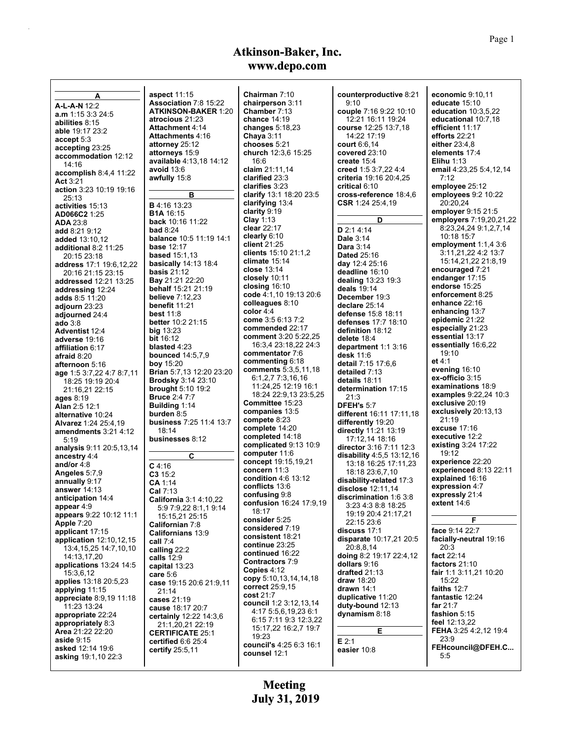# Atkinson-Baker, Inc.
# www.depo.com

## A

**A-L-A-N** 12:2
**a.m** 1:15 3:3 24:5
**abilities** 8:15
**able** 19:17 23:2
**accept** 5:3
**accepting** 23:25
**accommodation** 12:12 14:16
**accomplish** 8:4,4 11:22
**Act** 3:21
**action** 3:23 10:19 19:16 25:13
**activities** 15:13
**AD066C2** 1:25
**ADA** 23:8
**add** 8:21 9:12
**added** 13:10,12
**additional** 8:2 11:25 20:15 23:18
**address** 17:1 19:6,12,22 20:16 21:15 23:15
**addressed** 12:21 13:25
**addressing** 12:24
**adds** 8:5 11:20
**adjourn** 23:23
**adjourned** 24:4
**ado** 3:8
**Adventist** 12:4
**adverse** 19:16
**affiliation** 6:17
**afraid** 8:20
**afternoon** 5:16
**age** 1:5 3:7,22 4:7 8:7,11 18:25 19:19 20:4 21:16,21 22:15
**ages** 8:19
**Alan** 2:5 12:1
**alternative** 10:24
**Alvarez** 1:24 25:4,19
**amendments** 3:21 4:12 5:19
**analysis** 9:11 20:5,13,14
**ancestry** 4:4
**and/or** 4:8
**Angeles** 5:7,9
**annually** 9:17
**answer** 14:13
**anticipation** 14:4
**appear** 4:9
**appears** 9:22 10:12 11:1
**Apple** 7:20
**applicant** 17:15
**application** 12:10,12,15 13:4,15,25 14:7,10,10 14:13,17,20
**applications** 13:24 14:5 15:3,6,12
**applies** 13:18 20:5,23
**applying** 11:15
**appreciate** 8:9,19 11:18 11:23 13:24
**appropriate** 22:24
**appropriately** 8:3
**Area** 21:22 22:20
**aside** 9:15
**asked** 12:14 19:6
**asking** 19:1,10 22:3
**aspect** 11:15
**Association** 7:8 15:22
**ATKINSON-BAKER** 1:20
**atrocious** 21:23
**Attachment** 4:14
**Attachments** 4:16
**attorney** 25:12
**attorneys** 15:9
**available** 4:13,18 14:12
**avoid** 13:6
**awfully** 15:8

## B

**B** 4:16 13:23
**B1A** 16:15
**back** 10:16 11:22
**bad** 8:24
**balance** 10:5 11:19 14:1
**base** 12:17
**based** 15:1,13
**basically** 14:13 18:4
**basis** 21:12
**Bay** 21:21 22:20
**behalf** 15:21 21:19
**believe** 7:12,23
**benefit** 11:21
**best** 11:8
**better** 10:2 21:15
**big** 13:23
**bit** 16:12
**blasted** 4:23
**bounced** 14:5,7,9
**boy** 15:20
**Brian** 5:7,13 12:20 23:20
**Brodsky** 3:14 23:10
**brought** 5:10 19:2
**Bruce** 2:4 7:7
**Building** 1:14
**burden** 8:5
**business** 7:25 11:4 13:7 18:14
**businesses** 8:12

## C

**C** 4:16
**C3** 15:2
**CA** 1:14
**Cal** 7:13
**California** 3:1 4:10,22 5:9 7:9,22 8:1,1 9:14 15:15,21 25:15
**Californian** 7:8
**Californians** 13:9
**call** 7:4
**calling** 22:2
**calls** 12:9
**capital** 13:23
**care** 5:6
**case** 19:15 20:6 21:9,11 21:14
**cases** 21:19
**cause** 18:17 20:7
**certainly** 12:22 14:3,6 21:1,20,21 22:19
**CERTIFICATE** 25:1
**certified** 6:6 25:4
**certify** 25:5,11
**Chairman** 7:10
**chairperson** 3:11
**Chamber** 7:13
**chance** 14:19
**changes** 5:18,23
**Chaya** 3:11
**chooses** 5:21
**church** 12:3,6 15:25 16:6
**claim** 21:11,14
**clarified** 23:3
**clarifies** 3:23
**clarify** 13:1 18:20 23:5
**clarifying** 13:4
**clarity** 9:19
**Clay** 1:13
**clear** 22:17
**clearly** 6:10
**client** 21:25
**clients** 15:10 21:1,2
**climate** 15:14
**close** 13:14
**closely** 10:11
**closing** 16:10
**code** 4:1,10 19:13 20:6
**colleagues** 8:10
**color** 4:4
**come** 3:5 6:13 7:2
**commended** 22:17
**comment** 3:20 5:22,25 16:3,4 23:18,22 24:3
**commentator** 7:6
**commenting** 6:18
**comments** 5:3,5,11,18 6:1,2,7 7:3,16,16 11:24,25 12:19 16:1 18:24 22:9,13 23:5,25
**Committee** 15:23
**companies** 13:5
**compete** 8:23
**complete** 14:20
**completed** 14:18
**complicated** 9:13 10:9
**computer** 11:6
**concept** 19:15,19,21
**concern** 11:3
**condition** 4:6 13:12
**conflicts** 13:6
**confusing** 9:8
**confusion** 16:24 17:9,19 18:17
**consider** 5:25
**considered** 7:19
**consistent** 18:21
**continue** 23:25
**continued** 16:22
**Contractors** 7:9
**Copies** 4:12
**copy** 5:10,13,14,14,18
**correct** 25:9,15
**cost** 21:7
**council** 1:2 3:12,13,14 4:17 5:5,6,19,23 6:1 6:15 7:11 9:3 12:3,22 15:17,22 16:2,7 19:7 19:23
**council's** 4:25 6:3 16:1
**counsel** 12:1
**counterproductive** 8:21 9:10
**couple** 7:16 9:22 10:10 12:21 16:11 19:24
**course** 12:25 13:7,18 14:22 17:19
**court** 6:6,14
**covered** 23:10
**create** 15:4
**creed** 1:5 3:7,22 4:4
**criteria** 19:16 20:4,25
**critical** 6:10
**cross-reference** 18:4,6
**CSR** 1:24 25:4,19

## D

**D** 2:1 4:14
**Dale** 3:14
**Dara** 3:14
**Dated** 25:16
**day** 12:4 25:16
**deadline** 16:10
**dealing** 13:23 19:3
**deals** 19:14
**December** 19:3
**declare** 25:14
**defense** 15:8 18:11
**defenses** 17:7 18:10
**definition** 18:12
**delete** 18:4
**department** 1:1 3:16
**desk** 11:6
**detail** 7:15 17:6,6
**detailed** 7:13
**details** 18:11
**determination** 17:15 21:3
**DFEH's** 5:7
**different** 16:11 17:11,18
**differently** 19:20
**directly** 11:21 13:19 17:12,14 18:16
**director** 3:16 7:11 12:3
**disability** 4:5,5 13:12,16 13:18 16:25 17:11,23 18:18 23:6,7,10
**disability-related** 17:3
**disclose** 12:11,14
**discrimination** 1:6 3:8 3:23 4:3 8:8 18:25 19:19 20:4 21:17,21 22:15 23:6
**discuss** 17:1
**disparate** 10:17,21 20:5 20:8,8,14
**doing** 8:2 19:17 22:4,12
**dollars** 9:16
**drafted** 21:13
**draw** 18:20
**drawn** 14:1
**duplicative** 11:20
**duty-bound** 12:13
**dynamism** 8:18

## E

**E** 2:1
**easier** 10:8
**economic** 9:10,11
**educate** 15:10
**education** 10:3,5,22
**educational** 10:7,18
**efficient** 11:17
**efforts** 22:21
**either** 23:4,8
**elements** 17:4
**Elihu** 1:13
**email** 4:23,25 5:4,12,14 7:12
**employee** 25:12
**employees** 9:2 10:22 20:20,24
**employer** 9:15 21:5
**employers** 7:19,20,21,22 8:23,24,24 9:1,2,7,14 10:18 15:7
**employment** 1:1,4 3:6 3:11,21,22 4:2 13:7 15:14,21,22 21:8,19
**encouraged** 7:21
**endanger** 17:15
**endorse** 15:25
**enforcement** 8:25
**enhance** 22:16
**enhancing** 13:7
**epidemic** 21:22
**especially** 21:23
**essential** 13:17
**essentially** 16:6,22 19:10
**et** 4:1
**evening** 16:10
**ex-officio** 3:15
**examinations** 18:9
**examples** 9:22,24 10:3
**exclusive** 20:19
**exclusively** 20:13,13 21:19
**excuse** 17:16
**executive** 12:2
**existing** 3:24 17:22 19:12
**experience** 22:20
**experienced** 8:13 22:11
**explained** 16:16
**expression** 4:7
**expressly** 21:4
**extent** 14:6

## F

**face** 9:14 22:7
**facially-neutral** 19:16 20:3
**fact** 22:14
**factors** 21:10
**fair** 1:1 3:11,21 10:20 15:22
**faiths** 12:7
**fantastic** 12:24
**far** 21:7
**fashion** 5:15
**feel** 12:13,22
**FEHA** 3:25 4:2,12 19:4 23:9
**FEHcouncil@DFEH.C...** 5:5

# Meeting
# July 31, 2019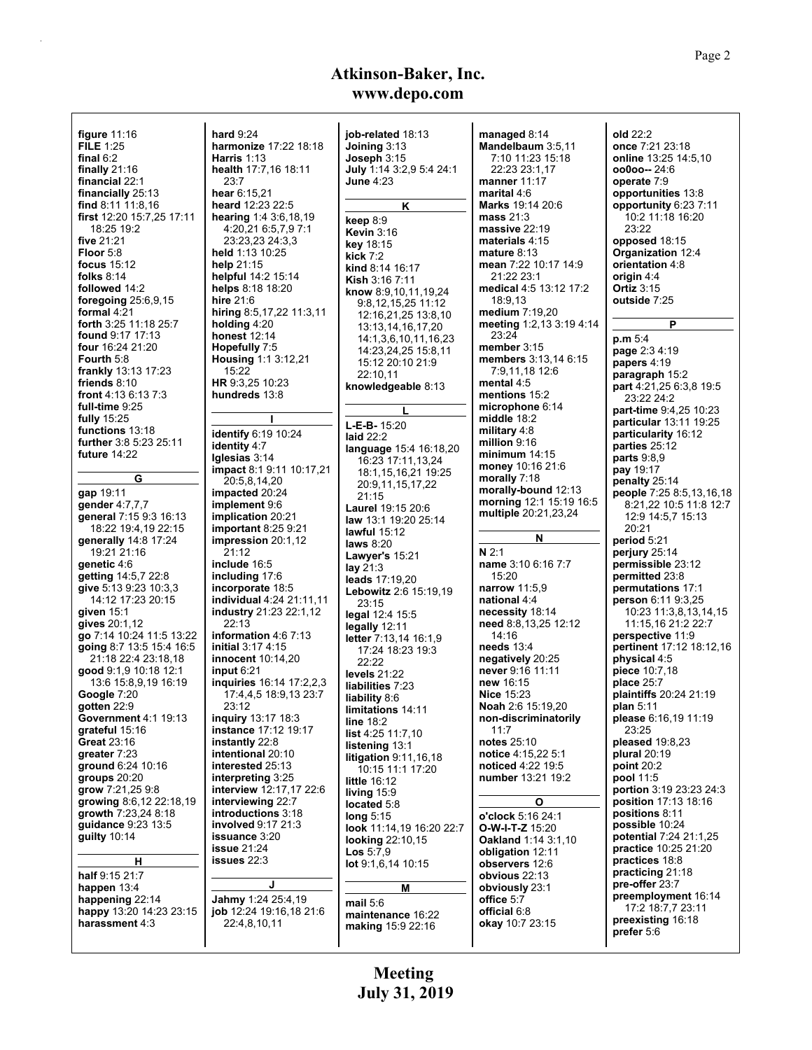**figure** 11:16
**FILE** 1:25
**final** 6:2
**finally** 21:16
**financial** 22:1
**financially** 25:13
**find** 8:11 11:8,16
**first** 12:20 15:7,25 17:11 18:25 19:2
**five** 21:21
**Floor** 5:8
**focus** 15:12
**folks** 8:14
**followed** 14:2
**foregoing** 25:6,9,15
**formal** 4:21
**forth** 3:25 11:18 25:7
**found** 9:17 17:13
**four** 16:24 21:20
**Fourth** 5:8
**frankly** 13:13 17:23
**friends** 8:10
**front** 4:13 6:13 7:3
**full-time** 9:25
**fully** 15:25
**functions** 13:18
**further** 3:8 5:23 25:11
**future** 14:22

**G**

**gap** 19:11
**gender** 4:7,7,7
**general** 7:15 9:3 16:13 18:22 19:4,19 22:15
**generally** 14:8 17:24 19:21 21:16
**genetic** 4:6
**getting** 14:5,7 22:8
**give** 5:13 9:23 10:3,3 14:12 17:23 20:15
**given** 15:1
**gives** 20:1,12
**go** 7:14 10:24 11:5 13:22
**going** 8:7 13:5 15:4 16:5 21:18 22:4 23:18,18
**good** 9:1,9 10:18 12:1 13:6 15:8,9,19 16:19
**Google** 7:20
**gotten** 22:9
**Government** 4:1 19:13
**grateful** 15:16
**Great** 23:16
**greater** 7:23
**ground** 6:24 10:16
**groups** 20:20
**grow** 7:21,25 9:8
**growing** 8:6,12 22:18,19
**growth** 7:23,24 8:18
**guidance** 9:23 13:5
**guilty** 10:14

**H**

**half** 9:15 21:7
**happen** 13:4
**happening** 22:14
**happy** 13:20 14:23 23:15
**harassment** 4:3
**hard** 9:24
**harmonize** 17:22 18:18
**Harris** 1:13
**health** 17:7,16 18:11 23:7
**hear** 6:15,21
**heard** 12:23 22:5
**hearing** 1:4 3:6,18,19 4:20,21 6:5,7,9 7:1 23:23,23 24:3,3
**held** 1:13 10:25
**help** 21:15
**helpful** 14:2 15:14
**helps** 8:18 18:20
**hire** 21:6
**hiring** 8:5,17,22 11:3,11
**holding** 4:20
**honest** 12:14
**Hopefully** 7:5
**Housing** 1:1 3:12,21 15:22
**HR** 9:3,25 10:23
**hundreds** 13:8

**I**

**identify** 6:19 10:24
**identity** 4:7
**Iglesias** 3:14
**impact** 8:1 9:11 10:17,21 20:5,8,14,20
**impacted** 20:24
**implement** 9:6
**implication** 20:21
**important** 8:25 9:21
**impression** 20:1,12 21:12
**include** 16:5
**including** 17:6
**incorporate** 18:5
**individual** 4:24 21:11,11
**industry** 21:23 22:1,12 22:13
**information** 4:6 7:13
**initial** 3:17 4:15
**innocent** 10:14,20
**input** 6:21
**inquiries** 16:14 17:2,2,3 17:4,4,5 18:9,13 23:7 23:12
**inquiry** 13:17 18:3
**instance** 17:12 19:17
**instantly** 22:8
**intentional** 20:10
**interested** 25:13
**interpreting** 3:25
**interview** 12:17,17 22:6
**interviewing** 22:7
**introductions** 3:18
**involved** 9:17 21:3
**issuance** 3:20
**issue** 21:24
**issues** 22:3

**J**

**Jahmy** 1:24 25:4,19
**job** 12:24 19:16,18 21:6 22:4,8,10,11
**job-related** 18:13
**Joining** 3:13
**Joseph** 3:15
**July** 1:14 3:2,9 5:4 24:1
**June** 4:23

**K**

**keep** 8:9
**Kevin** 3:16
**key** 18:15
**kick** 7:2
**kind** 8:14 16:17
**Kish** 3:16 7:11
**know** 8:9,10,11,19,24 9:8,12,15,25 11:12 12:16,21,25 13:8,10 13:13,14,16,17,20 14:1,3,6,10,11,16,23 14:23,24,25 15:8,11 15:12 20:10 21:9 22:10,11
**knowledgeable** 8:13

**L**

**L-E-B-** 15:20
**laid** 22:2
**language** 15:4 16:18,20 16:23 17:11,13,24 18:1,15,16,21 19:25 20:9,11,15,17,22 21:15
**Laurel** 19:15 20:6
**law** 13:1 19:20 25:14
**lawful** 15:12
**laws** 8:20
**Lawyer's** 15:21
**lay** 21:3
**leads** 17:19,20
**Lebowitz** 2:6 15:19,19 23:15
**legal** 12:4 15:5
**legally** 12:11
**letter** 7:13,14 16:1,9 17:24 18:23 19:3 22:22
**levels** 21:22
**liabilities** 7:23
**liability** 8:6
**limitations** 14:11
**line** 18:2
**list** 4:25 11:7,10
**listening** 13:1
**litigation** 9:11,16,18 10:15 11:1 17:20
**little** 16:12
**living** 15:9
**located** 5:8
**long** 5:15
**look** 11:14,19 16:20 22:7
**looking** 22:10,15
**Los** 5:7,9
**lot** 9:1,6,14 10:15

**M**

**mail** 5:6
**maintenance** 16:22
**making** 15:9 22:16
**managed** 8:14
**Mandelbaum** 3:5,11 7:10 11:23 15:18 22:23 23:1,17
**manner** 11:17
**marital** 4:6
**Marks** 19:14 20:6
**mass** 21:3
**massive** 22:19
**materials** 4:15
**mature** 8:13
**mean** 7:22 10:17 14:9 21:22 23:1
**medical** 4:5 13:12 17:2 18:9,13
**medium** 7:19,20
**meeting** 1:2,13 3:19 4:14 23:24
**member** 3:15
**members** 3:13,14 6:15 7:9,11,18 12:6
**mental** 4:5
**mentions** 15:2
**microphone** 6:14
**middle** 18:2
**military** 4:8
**million** 9:16
**minimum** 14:15
**money** 10:16 21:6
**morally** 7:18
**morally-bound** 12:13
**morning** 12:1 15:19 16:5
**multiple** 20:21,23,24

**N**

**N** 2:1
**name** 3:10 6:16 7:7 15:20
**narrow** 11:5,9
**national** 4:4
**necessity** 18:14
**need** 8:8,13,25 12:12 14:16
**needs** 13:4
**negatively** 20:25
**never** 9:16 11:11
**new** 16:15
**Nice** 15:23
**Noah** 2:6 15:19,20
**non-discriminatorily** 11:7
**notes** 25:10
**notice** 4:15,22 5:1
**noticed** 4:22 19:5
**number** 13:21 19:2

**O**

**o'clock** 5:16 24:1
**O-W-I-T-Z** 15:20
**Oakland** 1:14 3:1,10
**obligation** 12:11
**observers** 12:6
**obvious** 22:13
**obviously** 23:1
**office** 5:7
**official** 6:8
**okay** 10:7 23:15
**old** 22:2
**once** 7:21 23:18
**online** 13:25 14:5,10
**oo0oo--** 24:6
**operate** 7:9
**opportunities** 13:8
**opportunity** 6:23 7:11 10:2 11:18 16:20 23:22
**opposed** 18:15
**Organization** 12:4
**orientation** 4:8
**origin** 4:4
**Ortiz** 3:15
**outside** 7:25

**P**

**p.m** 5:4
**page** 2:3 4:19
**papers** 4:19
**paragraph** 15:2
**part** 4:21,25 6:3,8 19:5 23:22 24:2
**part-time** 9:4,25 10:23
**particular** 13:11 19:25
**particularity** 16:12
**parties** 25:12
**parts** 9:8,9
**pay** 19:17
**penalty** 25:14
**people** 7:25 8:5,13,16,18 8:21,22 10:5 11:8 12:7 12:9 14:5,7 15:13 20:21
**period** 5:21
**perjury** 25:14
**permissible** 23:12
**permitted** 23:8
**permutations** 17:1
**person** 6:11 9:3,25 10:23 11:3,8,13,14,15 11:15,16 21:2 22:7
**perspective** 11:9
**pertinent** 17:12 18:12,16
**physical** 4:5
**piece** 10:7,18
**place** 25:7
**plaintiffs** 20:24 21:19
**plan** 5:11
**please** 6:16,19 11:19 23:25
**pleased** 19:8,23
**plural** 20:19
**point** 20:2
**pool** 11:5
**portion** 3:19 23:23 24:3
**position** 17:13 18:16
**positions** 8:11
**possible** 10:24
**potential** 7:24 21:1,25
**practice** 10:25 21:20
**practices** 18:8
**practicing** 21:18
**pre-offer** 23:7
**preemployment** 16:14 17:2 18:7,7 23:11
**preexisting** 16:18
**prefer** 5:6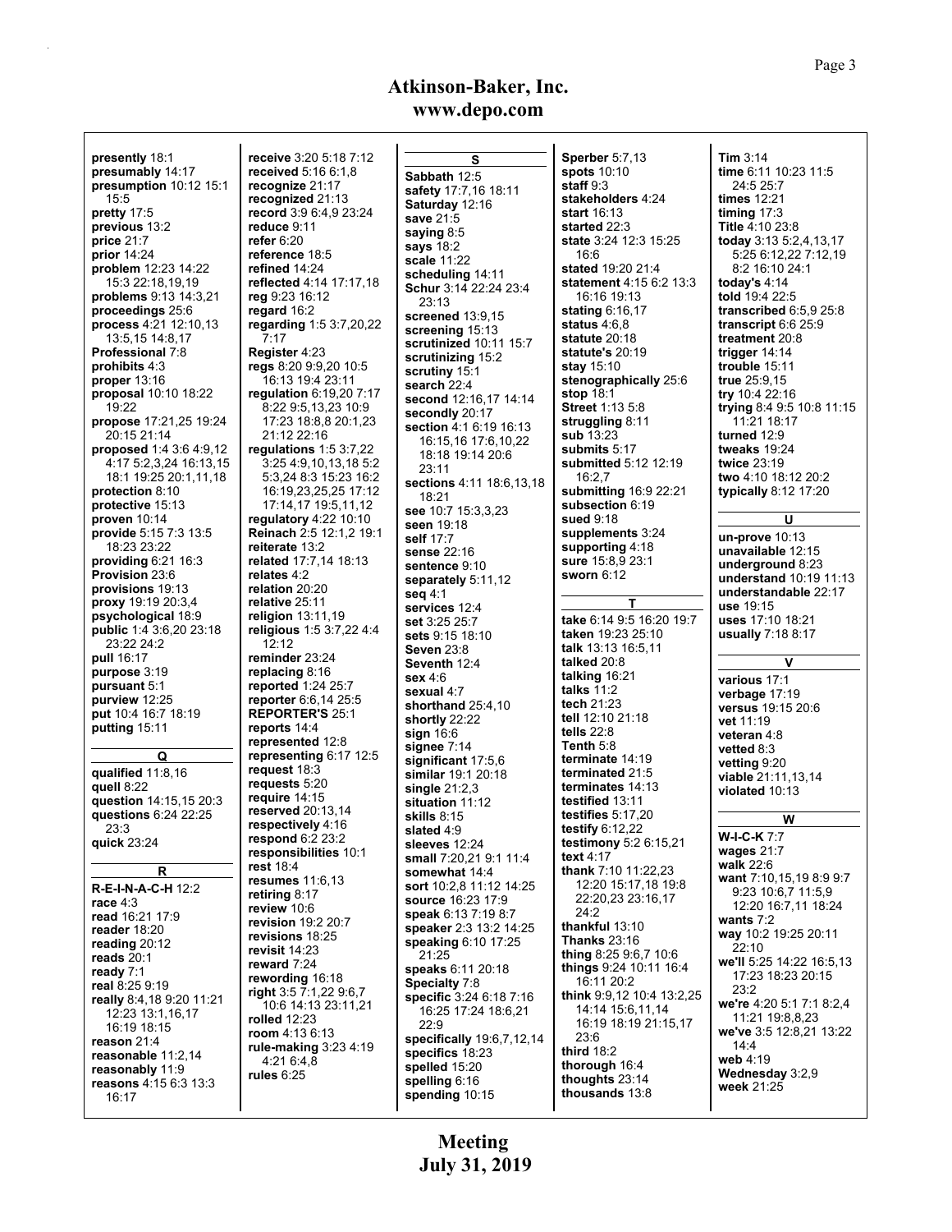**presently** 18:1
**presumably** 14:17
**presumption** 10:12 15:1 15:5
**pretty** 17:5
**previous** 13:2
**price** 21:7
**prior** 14:24
**problem** 12:23 14:22 15:3 22:18,19,19
**problems** 9:13 14:3,21
**proceedings** 25:6
**process** 4:21 12:10,13 13:5,15 14:8,17
**Professional** 7:8
**prohibits** 4:3
**proper** 13:16
**proposal** 10:10 18:22 19:22
**propose** 17:21,25 19:24 20:15 21:14
**proposed** 1:4 3:6 4:9,12 4:17 5:2,3,24 16:13,15 18:1 19:25 20:1,11,18
**protection** 8:10
**protective** 15:13
**proven** 10:14
**provide** 5:15 7:3 13:5 18:23 23:22
**providing** 6:21 16:3
**Provision** 23:6
**provisions** 19:13
**proxy** 19:19 20:3,4
**psychological** 18:9
**public** 1:4 3:6,20 23:18 23:22 24:2
**pull** 16:17
**purpose** 3:19
**pursuant** 5:1
**purview** 12:25
**put** 10:4 16:7 18:19
**putting** 15:11

**Q**

**qualified** 11:8,16
**quell** 8:22
**question** 14:15,15 20:3
**questions** 6:24 22:25 23:3
**quick** 23:24

**R**

**R-E-I-N-A-C-H** 12:2
**race** 4:3
**read** 16:21 17:9
**reader** 18:20
**reading** 20:12
**reads** 20:1
**ready** 7:1
**real** 8:25 9:19
**really** 8:4,18 9:20 11:21 12:23 13:1,16,17 16:19 18:15
**reason** 21:4
**reasonable** 11:2,14
**reasonably** 11:9
**reasons** 4:15 6:3 13:3 16:17
**receive** 3:20 5:18 7:12
**received** 5:16 6:1,8
**recognize** 21:17
**recognized** 21:13
**record** 3:9 6:4,9 23:24
**reduce** 9:11
**refer** 6:20
**reference** 18:5
**refined** 14:24
**reflected** 4:14 17:17,18
**reg** 9:23 16:12
**regard** 16:2
**regarding** 1:5 3:7,20,22 7:17
**Register** 4:23
**regs** 8:20 9:9,20 10:5 16:13 19:4 23:11
**regulation** 6:19,20 7:17 8:22 9:5,13,23 10:9 17:23 18:8,8 20:1,23 21:12 22:16
**regulations** 1:5 3:7,22 3:25 4:9,10,13,18 5:2 5:3,24 8:3 15:23 16:2 16:19,23,25,25 17:12 17:14,17 19:5,11,12
**regulatory** 4:22 10:10
**Reinach** 2:5 12:1,2 19:1
**reiterate** 13:2
**related** 17:7,14 18:13
**relates** 4:2
**relation** 20:20
**relative** 25:11
**religion** 13:11,19
**religious** 1:5 3:7,22 4:4 12:12
**reminder** 23:24
**replacing** 8:16
**reported** 1:24 25:7
**reporter** 6:6,14 25:5
**REPORTER'S** 25:1
**reports** 14:4
**represented** 12:8
**representing** 6:17 12:5
**request** 18:3
**requests** 5:20
**require** 14:15
**reserved** 20:13,14
**respectively** 4:16
**respond** 6:2 23:2
**responsibilities** 10:1
**rest** 18:4
**resumes** 11:6,13
**retiring** 8:17
**review** 10:6
**revision** 19:2 20:7
**revisions** 18:25
**revisit** 14:23
**reward** 7:24
**rewording** 16:18
**right** 3:5 7:1,22 9:6,7 10:6 14:13 23:11,21
**rolled** 12:23
**room** 4:13 6:13
**rule-making** 3:23 4:19 4:21 6:4,8
**rules** 6:25

**S**

**Sabbath** 12:5
**safety** 17:7,16 18:11
**Saturday** 12:16
**save** 21:5
**saying** 8:5
**says** 18:2
**scale** 11:22
**scheduling** 14:11
**Schur** 3:14 22:24 23:4 23:13
**screened** 13:9,15
**screening** 15:13
**scrutinized** 10:11 15:7
**scrutinizing** 15:2
**scrutiny** 15:1
**search** 22:4
**second** 12:16,17 14:14
**secondly** 20:17
**section** 4:1 6:19 16:13 16:15,16 17:6,10,22 18:18 19:14 20:6 23:11
**sections** 4:11 18:6,13,18 18:21
**see** 10:7 15:3,3,23
**seen** 19:18
**self** 17:7
**sense** 22:16
**sentence** 9:10
**separately** 5:11,12
**seq** 4:1
**services** 12:4
**set** 3:25 25:7
**sets** 9:15 18:10
**Seven** 23:8
**Seventh** 12:4
**sex** 4:6
**sexual** 4:7
**shorthand** 25:4,10
**shortly** 22:22
**sign** 16:6
**signee** 7:14
**significant** 17:5,6
**similar** 19:1 20:18
**single** 21:2,3
**situation** 11:12
**skills** 8:15
**slated** 4:9
**sleeves** 12:24
**small** 7:20,21 9:1 11:4
**somewhat** 14:4
**sort** 10:2,8 11:12 14:25
**source** 16:23 17:9
**speak** 6:13 7:19 8:7
**speaker** 2:3 13:2 14:25
**speaking** 6:10 17:25 21:25
**speaks** 6:11 20:18
**Specialty** 7:8
**specific** 3:24 6:18 7:16 16:25 17:24 18:6,21 22:9
**specifically** 19:6,7,12,14
**specifics** 18:23
**spelled** 15:20
**spelling** 6:16
**spending** 10:15
**Sperber** 5:7,13
**spots** 10:10
**staff** 9:3
**stakeholders** 4:24
**start** 16:13
**started** 22:3
**state** 3:24 12:3 15:25 16:6
**stated** 19:20 21:4
**statement** 4:15 6:2 13:3 16:16 19:13
**stating** 6:16,17
**status** 4:6,8
**statute** 20:18
**statute's** 20:19
**stay** 15:10
**stenographically** 25:6
**stop** 18:1
**Street** 1:13 5:8
**struggling** 8:11
**sub** 13:23
**submits** 5:17
**submitted** 5:12 12:19 16:2,7
**submitting** 16:9 22:21
**subsection** 6:19
**sued** 9:18
**supplements** 3:24
**supporting** 4:18
**sure** 15:8,9 23:1
**sworn** 6:12

**T**

**take** 6:14 9:5 16:20 19:7
**taken** 19:23 25:10
**talk** 13:13 16:5,11
**talked** 20:8
**talking** 16:21
**talks** 11:2
**tech** 21:23
**tell** 12:10 21:18
**tells** 22:8
**Tenth** 5:8
**terminate** 14:19
**terminated** 21:5
**terminates** 14:13
**testified** 13:11
**testifies** 5:17,20
**testify** 6:12,22
**testimony** 5:2 6:15,21
**text** 4:17
**thank** 7:10 11:22,23 12:20 15:17,18 19:8 22:20,23 23:16,17 24:2
**thankful** 13:10
**Thanks** 23:16
**thing** 8:25 9:6,7 10:6
**things** 9:24 10:11 16:4 16:11 20:2
**think** 9:9,12 10:4 13:2,25 14:14 15:6,11,14 16:19 18:19 21:15,17 23:6
**third** 18:2
**thorough** 16:4
**thoughts** 23:14
**thousands** 13:8
**Tim** 3:14
**time** 6:11 10:23 11:5 24:5 25:7
**times** 12:21
**timing** 17:3
**Title** 4:10 23:8
**today** 3:13 5:2,4,13,17 5:25 6:12,22 7:12,19 8:2 16:10 24:1
**today's** 4:14
**told** 19:4 22:5
**transcribed** 6:5,9 25:8
**transcript** 6:6 25:9
**treatment** 20:8
**trigger** 14:14
**trouble** 15:11
**true** 25:9,15
**try** 10:4 22:16
**trying** 8:4 9:5 10:8 11:15 11:21 18:17
**turned** 12:9
**tweaks** 19:24
**twice** 23:19
**two** 4:10 18:12 20:2
**typically** 8:12 17:20

**U**

**un-prove** 10:13
**unavailable** 12:15
**underground** 8:23
**understand** 10:19 11:13
**understandable** 22:17
**use** 19:15
**uses** 17:10 18:21
**usually** 7:18 8:17

**V**

**various** 17:1
**verbage** 17:19
**versus** 19:15 20:6
**vet** 11:19
**veteran** 4:8
**vetted** 8:3
**vetting** 9:20
**viable** 21:11,13,14
**violated** 10:13

**W**

**W-I-C-K** 7:7
**wages** 21:7
**walk** 22:6
**want** 7:10,15,19 8:9 9:7 9:23 10:6,7 11:5,9 12:20 16:7,11 18:24
**wants** 7:2
**way** 10:2 19:25 20:11 22:10
**we'll** 5:25 14:22 16:5,13 17:23 18:23 20:15 23:2
**we're** 4:20 5:1 7:1 8:2,4 11:21 19:8,8,23
**we've** 3:5 12:8,21 13:22 14:4
**web** 4:19
**Wednesday** 3:2,9
**week** 21:25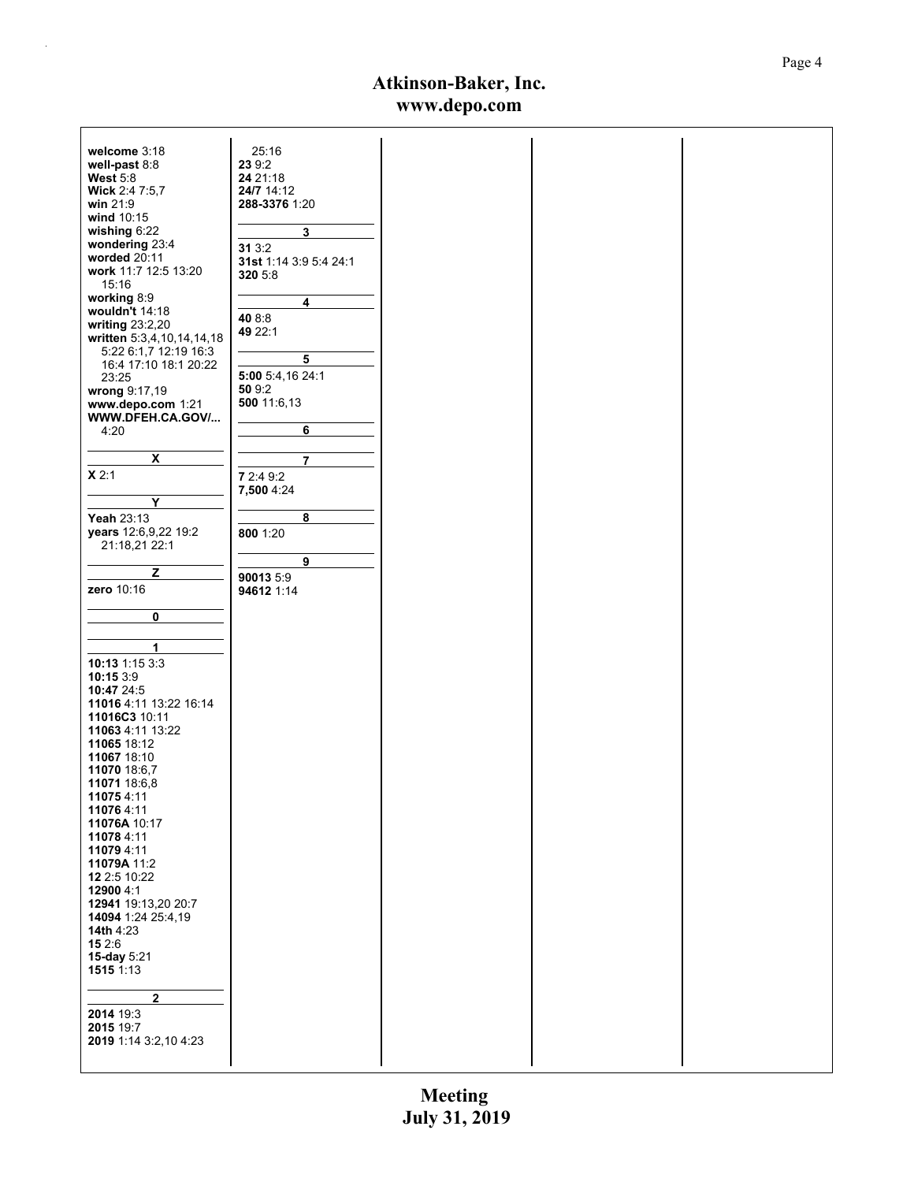**welcome** 3:18
**well-past** 8:8
**West** 5:8
**Wick** 2:4 7:5,7
**win** 21:9
**wind** 10:15
**wishing** 6:22
**wondering** 23:4
**worded** 20:11
**work** 11:7 12:5 13:20 15:16
**working** 8:9
**wouldn't** 14:18
**writing** 23:2,20
**written** 5:3,4,10,14,14,18 5:22 6:1,7 12:19 16:3 16:4 17:10 18:1 20:22 23:25
**wrong** 9:17,19
**www.depo.com** 1:21
**WWW.DFEH.CA.GOV/...** 4:20

**X**

**X** 2:1

**Y**

**Yeah** 23:13
**years** 12:6,9,22 19:2 21:18,21 22:1

**Z**

**zero** 10:16

**0**

**1**

**10:13** 1:15 3:3
**10:15** 3:9
**10:47** 24:5
**11016** 4:11 13:22 16:14
**11016C3** 10:11
**11063** 4:11 13:22
**11065** 18:12
**11067** 18:10
**11070** 18:6,7
**11071** 18:6,8
**11075** 4:11
**11076** 4:11
**11076A** 10:17
**11078** 4:11
**11079** 4:11
**11079A** 11:2
**12** 2:5 10:22
**12900** 4:1
**12941** 19:13,20 20:7
**14094** 1:24 25:4,19
**14th** 4:23
**15** 2:6
**15-day** 5:21
**1515** 1:13

**2**

**2014** 19:3
**2015** 19:7
**2019** 1:14 3:2,10 4:23 25:16
**23** 9:2
**24** 21:18
**24/7** 14:12
**288-3376** 1:20

**3**

**31** 3:2
**31st** 1:14 3:9 5:4 24:1
**320** 5:8

**4**

**40** 8:8
**49** 22:1

**5**

**5:00** 5:4,16 24:1
**50** 9:2
**500** 11:6,13

**6**

**7**

**7** 2:4 9:2
**7,500** 4:24

**8**

**800** 1:20

**9**

**90013** 5:9
**94612** 1:14